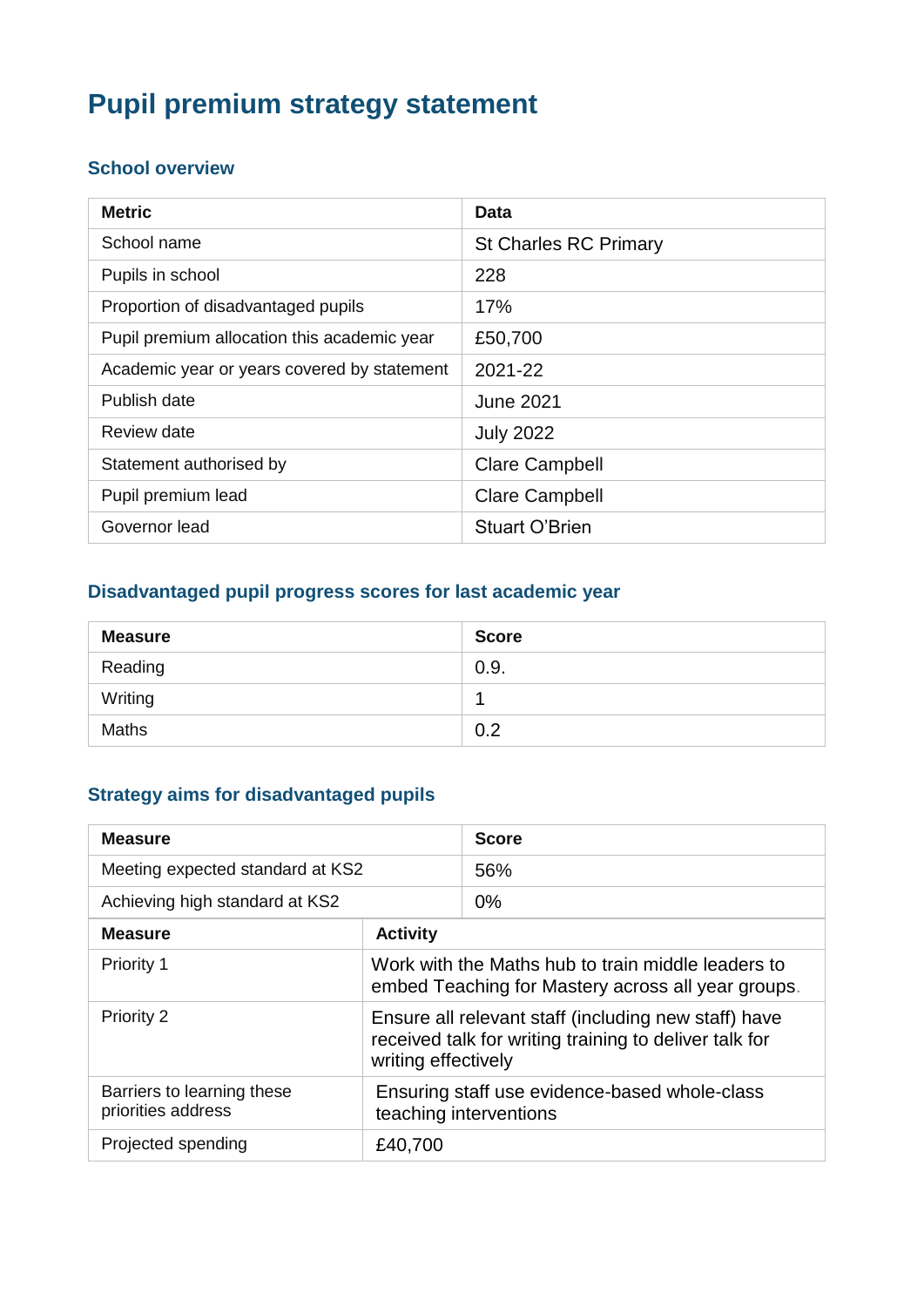# Pupil premium strategy statement

## School overview

| Metric | Data |
|---|---|
| School name | St Charles RC Primary |
| Pupils in school | 228 |
| Proportion of disadvantaged pupils | 17% |
| Pupil premium allocation this academic year | £50,700 |
| Academic year or years covered by statement | 2021-22 |
| Publish date | June 2021 |
| Review date | July 2022 |
| Statement authorised by | Clare Campbell |
| Pupil premium lead | Clare Campbell |
| Governor lead | Stuart O'Brien |

## Disadvantaged pupil progress scores for last academic year

| Measure | Score |
|---|---|
| Reading | 0.9. |
| Writing | 1 |
| Maths | 0.2 |

## Strategy aims for disadvantaged pupils

| Measure | Score |
|---|---|
| Meeting expected standard at KS2 | 56% |
| Achieving high standard at KS2 | 0% |

| Measure | Activity |
|---|---|
| Priority 1 | Work with the Maths hub to train middle leaders to embed Teaching for Mastery across all year groups. |
| Priority 2 | Ensure all relevant staff (including new staff) have received talk for writing training to deliver talk for writing effectively |
| Barriers to learning these priorities address | Ensuring staff use evidence-based whole-class teaching interventions |
| Projected spending | £40,700 |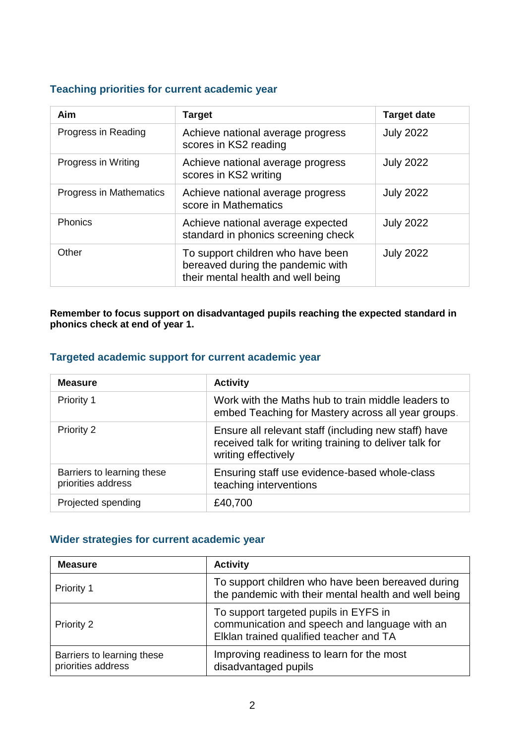### Teaching priorities for current academic year

| Aim | Target | Target date |
| --- | --- | --- |
| Progress in Reading | Achieve national average progress scores in KS2 reading | July 2022 |
| Progress in Writing | Achieve national average progress scores in KS2 writing | July 2022 |
| Progress in Mathematics | Achieve national average progress score in Mathematics | July 2022 |
| Phonics | Achieve national average expected standard in phonics screening check | July 2022 |
| Other | To support children who have been bereaved during the pandemic with their mental health and well being | July 2022 |

**Remember to focus support on disadvantaged pupils reaching the expected standard in phonics check at end of year 1.**

### Targeted academic support for current academic year

| Measure | Activity |
| --- | --- |
| Priority 1 | Work with the Maths hub to train middle leaders to embed Teaching for Mastery across all year groups. |
| Priority 2 | Ensure all relevant staff (including new staff) have received talk for writing training to deliver talk for writing effectively |
| Barriers to learning these priorities address | Ensuring staff use evidence-based whole-class teaching interventions |
| Projected spending | £40,700 |

### Wider strategies for current academic year

| Measure | Activity |
| --- | --- |
| Priority 1 | To support children who have been bereaved during the pandemic with their mental health and well being |
| Priority 2 | To support targeted pupils in EYFS in communication and speech and language with an Elklan trained qualified teacher and TA |
| Barriers to learning these priorities address | Improving readiness to learn for the most disadvantaged pupils |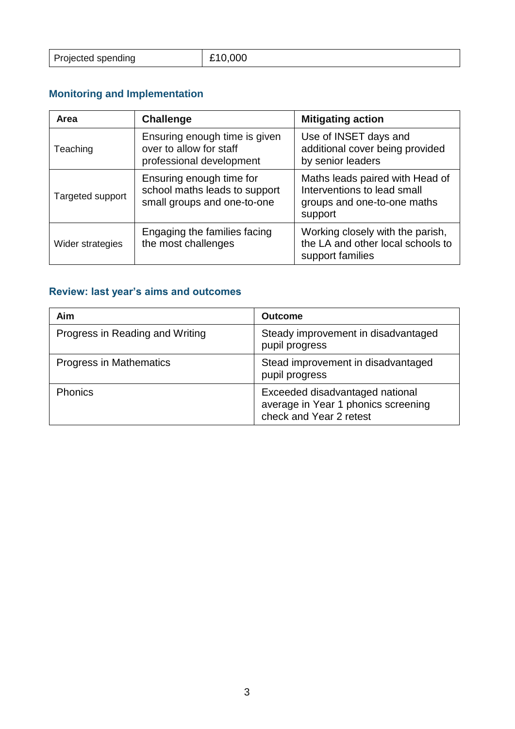| | |
|---|---|
| Projected spending | £10,000 |

## Monitoring and Implementation

| Area | Challenge | Mitigating action |
|---|---|---|
| Teaching | Ensuring enough time is given over to allow for staff professional development | Use of INSET days and additional cover being provided by senior leaders |
| Targeted support | Ensuring enough time for school maths leads to support small groups and one-to-one | Maths leads paired with Head of Interventions to lead small groups and one-to-one maths support |
| Wider strategies | Engaging the families facing the most challenges | Working closely with the parish, the LA and other local schools to support families |

## Review: last year's aims and outcomes

| Aim | Outcome |
|---|---|
| Progress in Reading and Writing | Steady improvement in disadvantaged pupil progress |
| Progress in Mathematics | Stead improvement in disadvantaged pupil progress |
| Phonics | Exceeded disadvantaged national average in Year 1 phonics screening check and Year 2 retest |